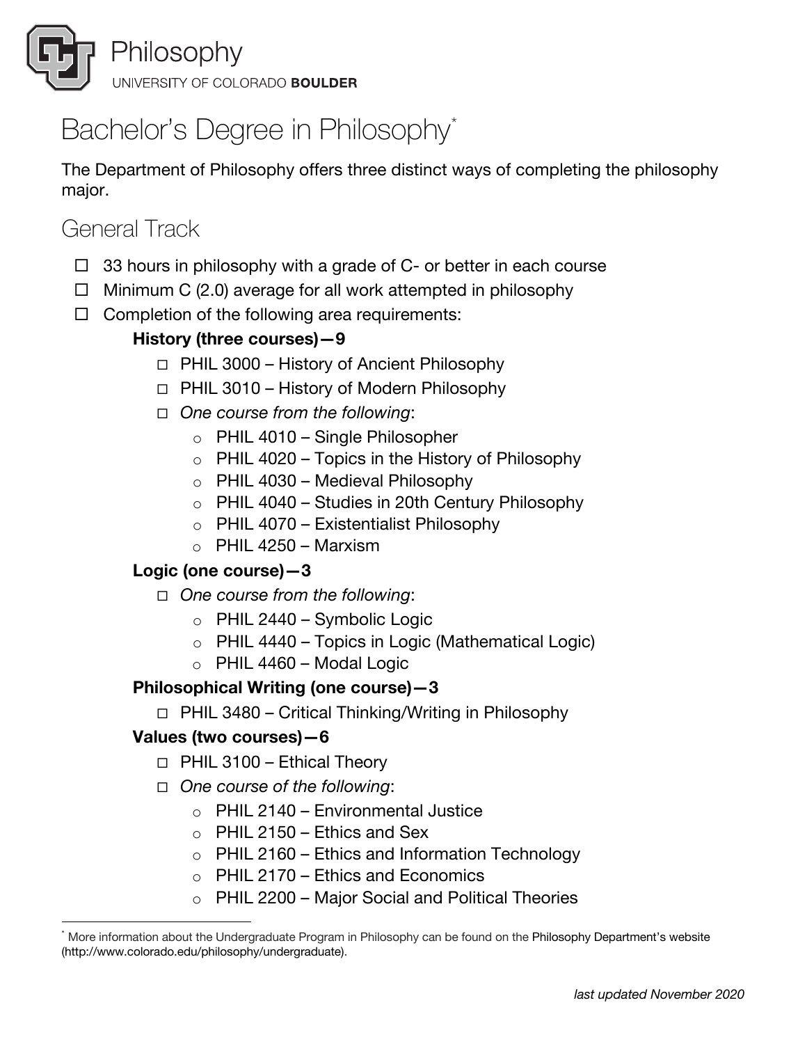Philosophy
UNIVERSITY OF COLORADO **BOULDER**

# Bachelor's Degree in Philosophy*

The Department of Philosophy offers three distinct ways of completing the philosophy major.

## General Track

- ☐ 33 hours in philosophy with a grade of C- or better in each course
- ☐ Minimum C (2.0) average for all work attempted in philosophy
- ☐ Completion of the following area requirements:

**History (three courses)—9**

- ☐ PHIL 3000 – History of Ancient Philosophy
- ☐ PHIL 3010 – History of Modern Philosophy
- ☐ *One course from the following*:
  - PHIL 4010 – Single Philosopher
  - PHIL 4020 – Topics in the History of Philosophy
  - PHIL 4030 – Medieval Philosophy
  - PHIL 4040 – Studies in 20th Century Philosophy
  - PHIL 4070 – Existentialist Philosophy
  - PHIL 4250 – Marxism

**Logic (one course)—3**

- ☐ *One course from the following*:
  - PHIL 2440 – Symbolic Logic
  - PHIL 4440 – Topics in Logic (Mathematical Logic)
  - PHIL 4460 – Modal Logic

**Philosophical Writing (one course)—3**

- ☐ PHIL 3480 – Critical Thinking/Writing in Philosophy

**Values (two courses)—6**

- ☐ PHIL 3100 – Ethical Theory
- ☐ *One course of the following*:
  - PHIL 2140 – Environmental Justice
  - PHIL 2150 – Ethics and Sex
  - PHIL 2160 – Ethics and Information Technology
  - PHIL 2170 – Ethics and Economics
  - PHIL 2200 – Major Social and Political Theories

---

* More information about the Undergraduate Program in Philosophy can be found on the Philosophy Department's website (http://www.colorado.edu/philosophy/undergraduate).

*last updated November 2020*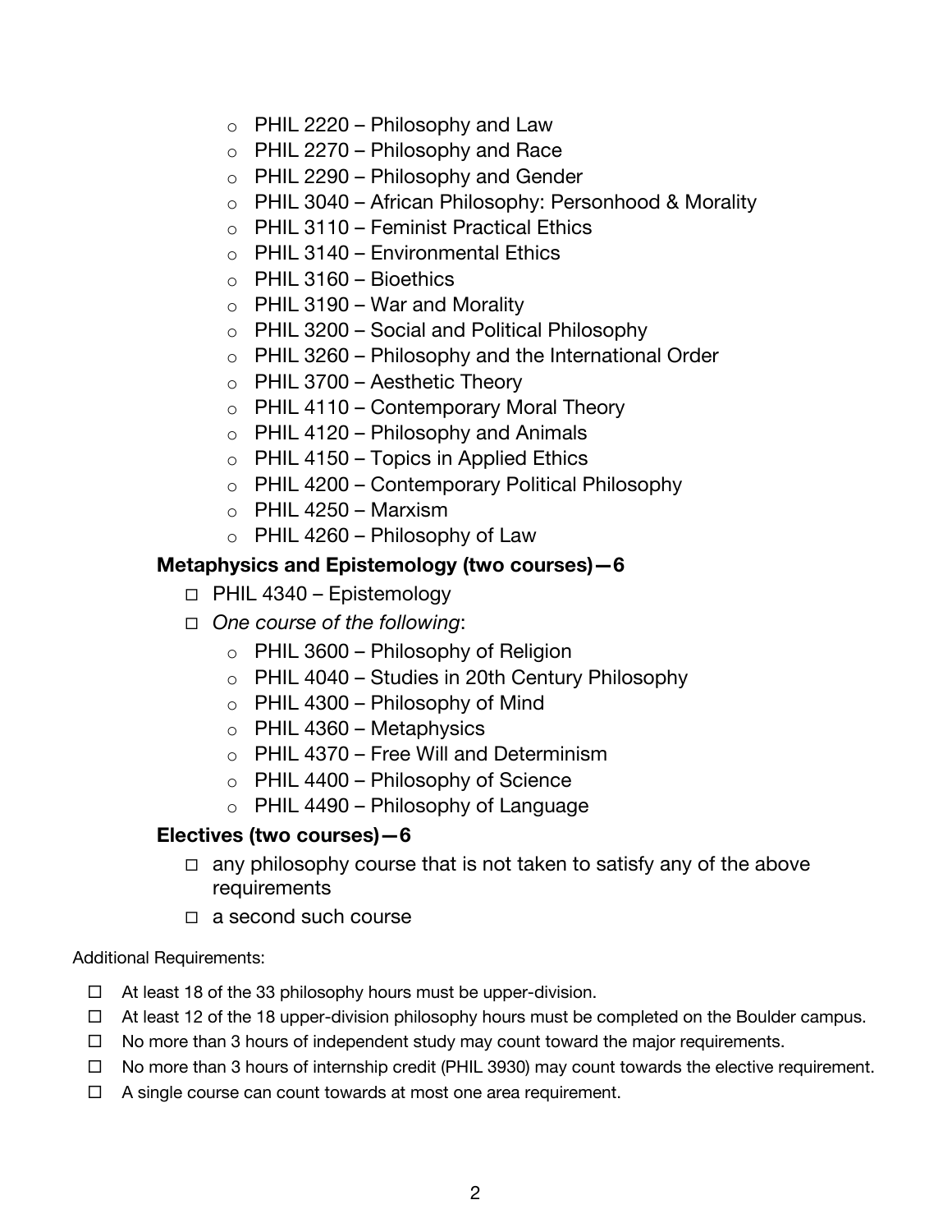- PHIL 2220 – Philosophy and Law
- PHIL 2270 – Philosophy and Race
- PHIL 2290 – Philosophy and Gender
- PHIL 3040 – African Philosophy: Personhood & Morality
- PHIL 3110 – Feminist Practical Ethics
- PHIL 3140 – Environmental Ethics
- PHIL 3160 – Bioethics
- PHIL 3190 – War and Morality
- PHIL 3200 – Social and Political Philosophy
- PHIL 3260 – Philosophy and the International Order
- PHIL 3700 – Aesthetic Theory
- PHIL 4110 – Contemporary Moral Theory
- PHIL 4120 – Philosophy and Animals
- PHIL 4150 – Topics in Applied Ethics
- PHIL 4200 – Contemporary Political Philosophy
- PHIL 4250 – Marxism
- PHIL 4260 – Philosophy of Law

### Metaphysics and Epistemology (two courses)—6

- ☐ PHIL 4340 – Epistemology
- ☐ *One course of the following*:
  - PHIL 3600 – Philosophy of Religion
  - PHIL 4040 – Studies in 20th Century Philosophy
  - PHIL 4300 – Philosophy of Mind
  - PHIL 4360 – Metaphysics
  - PHIL 4370 – Free Will and Determinism
  - PHIL 4400 – Philosophy of Science
  - PHIL 4490 – Philosophy of Language

### Electives (two courses)—6

- ☐ any philosophy course that is not taken to satisfy any of the above requirements
- ☐ a second such course

Additional Requirements:

- ☐ At least 18 of the 33 philosophy hours must be upper-division.
- ☐ At least 12 of the 18 upper-division philosophy hours must be completed on the Boulder campus.
- ☐ No more than 3 hours of independent study may count toward the major requirements.
- ☐ No more than 3 hours of internship credit (PHIL 3930) may count towards the elective requirement.
- ☐ A single course can count towards at most one area requirement.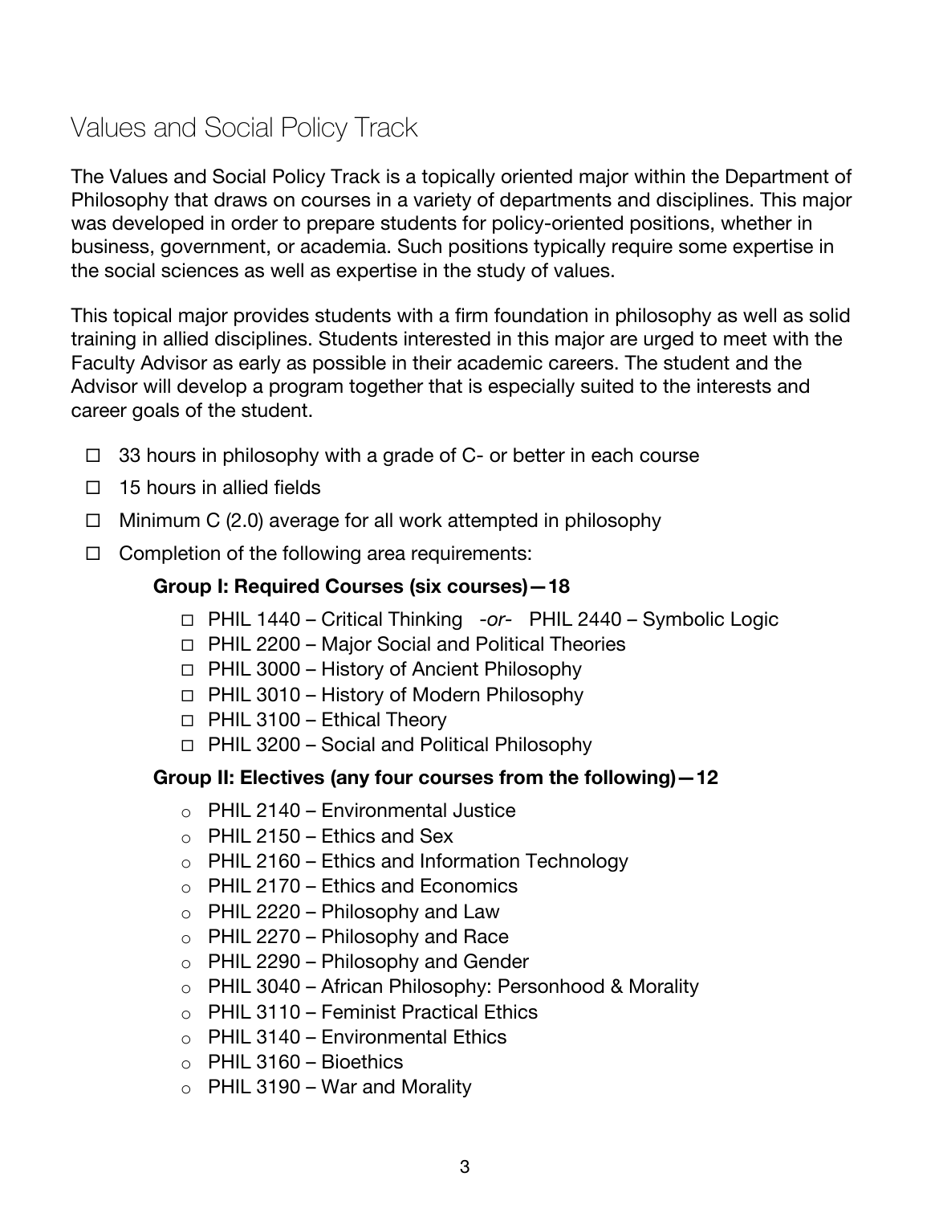## Values and Social Policy Track

The Values and Social Policy Track is a topically oriented major within the Department of Philosophy that draws on courses in a variety of departments and disciplines. This major was developed in order to prepare students for policy-oriented positions, whether in business, government, or academia. Such positions typically require some expertise in the social sciences as well as expertise in the study of values.

This topical major provides students with a firm foundation in philosophy as well as solid training in allied disciplines. Students interested in this major are urged to meet with the Faculty Advisor as early as possible in their academic careers. The student and the Advisor will develop a program together that is especially suited to the interests and career goals of the student.

- ☐ 33 hours in philosophy with a grade of C- or better in each course
- ☐ 15 hours in allied fields
- ☐ Minimum C (2.0) average for all work attempted in philosophy
- ☐ Completion of the following area requirements:

**Group I: Required Courses (six courses)—18**

- ☐ PHIL 1440 – Critical Thinking *-or-* PHIL 2440 – Symbolic Logic
- ☐ PHIL 2200 – Major Social and Political Theories
- ☐ PHIL 3000 – History of Ancient Philosophy
- ☐ PHIL 3010 – History of Modern Philosophy
- ☐ PHIL 3100 – Ethical Theory
- ☐ PHIL 3200 – Social and Political Philosophy

**Group II: Electives (any four courses from the following)—12**

- PHIL 2140 – Environmental Justice
- PHIL 2150 – Ethics and Sex
- PHIL 2160 – Ethics and Information Technology
- PHIL 2170 – Ethics and Economics
- PHIL 2220 – Philosophy and Law
- PHIL 2270 – Philosophy and Race
- PHIL 2290 – Philosophy and Gender
- PHIL 3040 – African Philosophy: Personhood & Morality
- PHIL 3110 – Feminist Practical Ethics
- PHIL 3140 – Environmental Ethics
- PHIL 3160 – Bioethics
- PHIL 3190 – War and Morality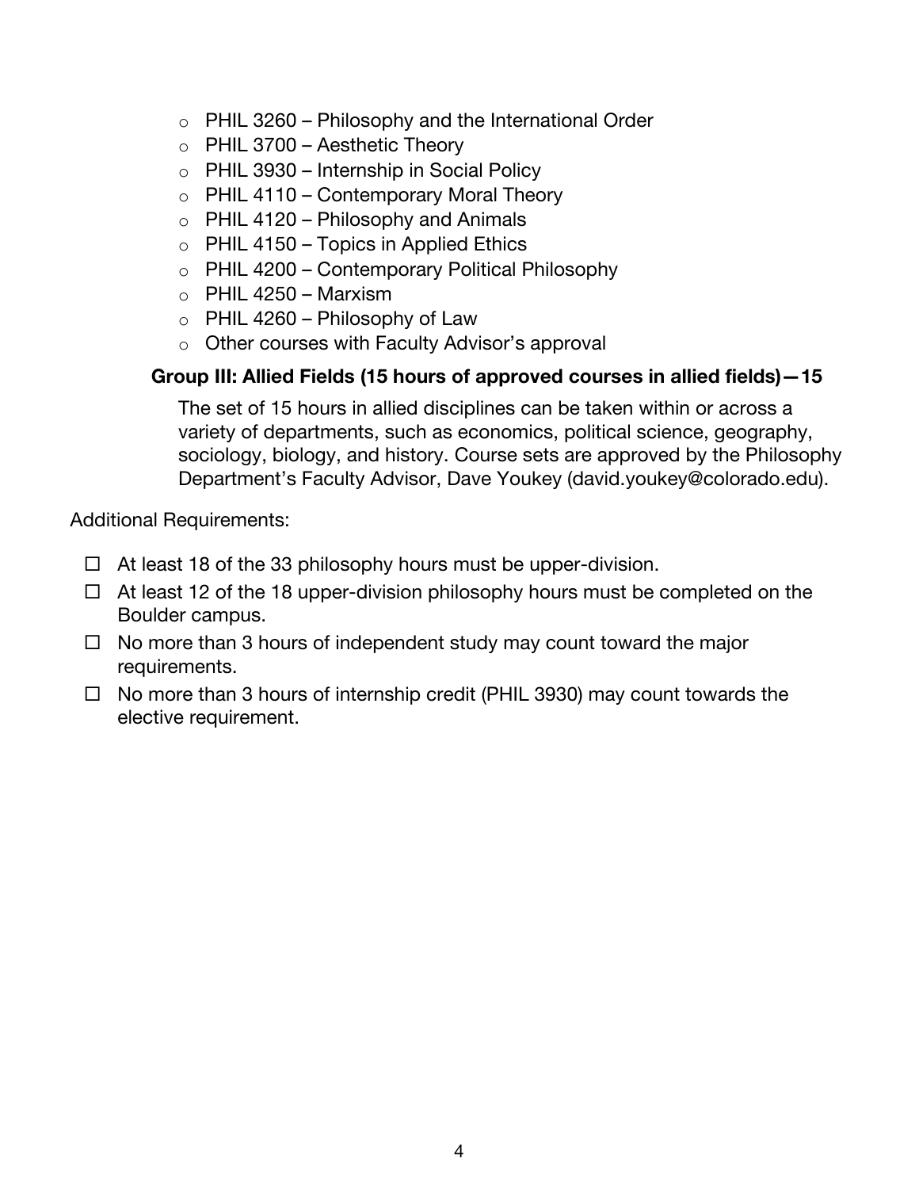- PHIL 3260 – Philosophy and the International Order
- PHIL 3700 – Aesthetic Theory
- PHIL 3930 – Internship in Social Policy
- PHIL 4110 – Contemporary Moral Theory
- PHIL 4120 – Philosophy and Animals
- PHIL 4150 – Topics in Applied Ethics
- PHIL 4200 – Contemporary Political Philosophy
- PHIL 4250 – Marxism
- PHIL 4260 – Philosophy of Law
- Other courses with Faculty Advisor's approval

**Group III: Allied Fields (15 hours of approved courses in allied fields)—15**

The set of 15 hours in allied disciplines can be taken within or across a variety of departments, such as economics, political science, geography, sociology, biology, and history. Course sets are approved by the Philosophy Department's Faculty Advisor, Dave Youkey (david.youkey@colorado.edu).

Additional Requirements:

- ☐ At least 18 of the 33 philosophy hours must be upper-division.
- ☐ At least 12 of the 18 upper-division philosophy hours must be completed on the Boulder campus.
- ☐ No more than 3 hours of independent study may count toward the major requirements.
- ☐ No more than 3 hours of internship credit (PHIL 3930) may count towards the elective requirement.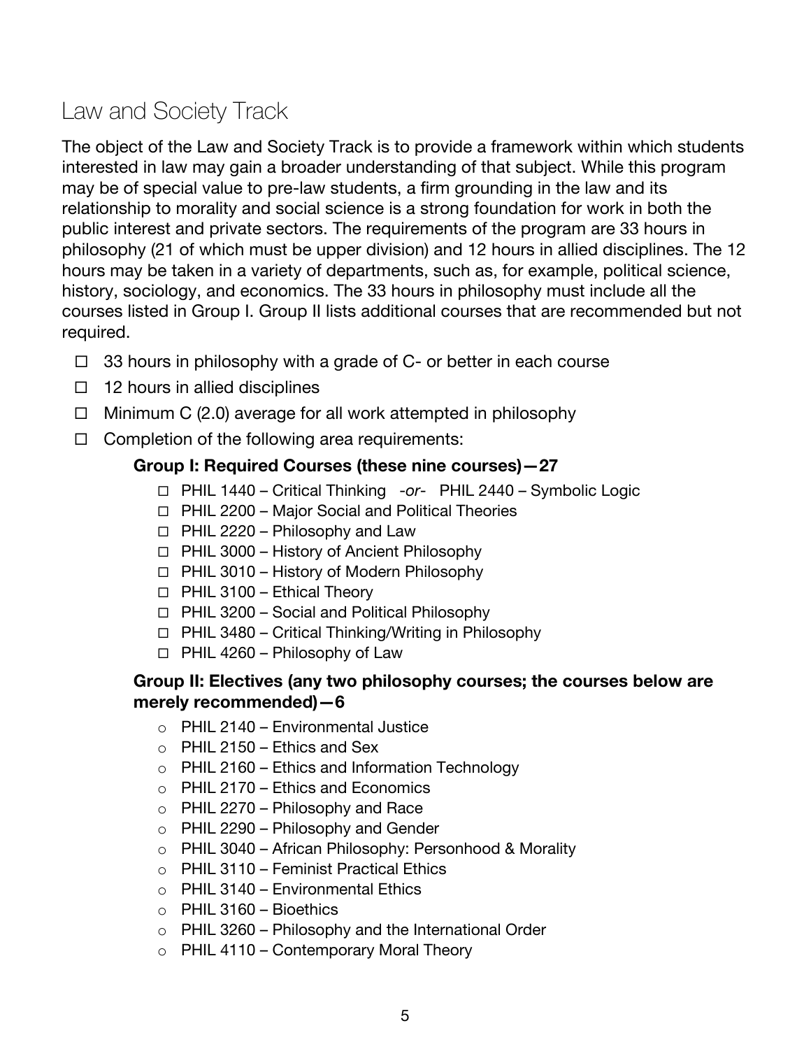## Law and Society Track

The object of the Law and Society Track is to provide a framework within which students interested in law may gain a broader understanding of that subject. While this program may be of special value to pre-law students, a firm grounding in the law and its relationship to morality and social science is a strong foundation for work in both the public interest and private sectors. The requirements of the program are 33 hours in philosophy (21 of which must be upper division) and 12 hours in allied disciplines. The 12 hours may be taken in a variety of departments, such as, for example, political science, history, sociology, and economics. The 33 hours in philosophy must include all the courses listed in Group I. Group II lists additional courses that are recommended but not required.

- ☐ 33 hours in philosophy with a grade of C- or better in each course
- ☐ 12 hours in allied disciplines
- ☐ Minimum C (2.0) average for all work attempted in philosophy
- ☐ Completion of the following area requirements:

**Group I: Required Courses (these nine courses)—27**

- ☐ PHIL 1440 – Critical Thinking *-or-* PHIL 2440 – Symbolic Logic
- ☐ PHIL 2200 – Major Social and Political Theories
- ☐ PHIL 2220 – Philosophy and Law
- ☐ PHIL 3000 – History of Ancient Philosophy
- ☐ PHIL 3010 – History of Modern Philosophy
- ☐ PHIL 3100 – Ethical Theory
- ☐ PHIL 3200 – Social and Political Philosophy
- ☐ PHIL 3480 – Critical Thinking/Writing in Philosophy
- ☐ PHIL 4260 – Philosophy of Law

**Group II: Electives (any two philosophy courses; the courses below are merely recommended)—6**

- PHIL 2140 – Environmental Justice
- PHIL 2150 – Ethics and Sex
- PHIL 2160 – Ethics and Information Technology
- PHIL 2170 – Ethics and Economics
- PHIL 2270 – Philosophy and Race
- PHIL 2290 – Philosophy and Gender
- PHIL 3040 – African Philosophy: Personhood & Morality
- PHIL 3110 – Feminist Practical Ethics
- PHIL 3140 – Environmental Ethics
- PHIL 3160 – Bioethics
- PHIL 3260 – Philosophy and the International Order
- PHIL 4110 – Contemporary Moral Theory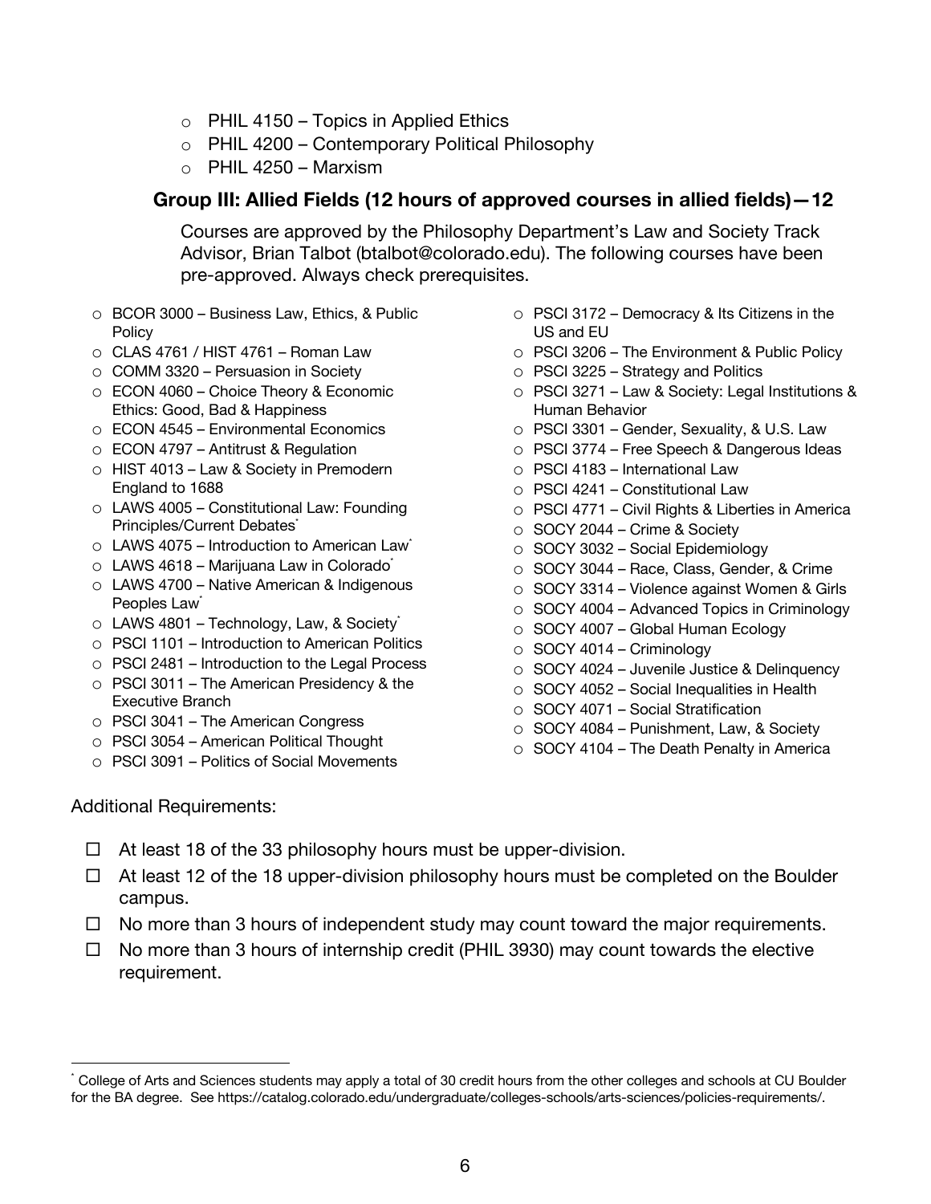- PHIL 4150 – Topics in Applied Ethics
- PHIL 4200 – Contemporary Political Philosophy
- PHIL 4250 – Marxism

### Group III: Allied Fields (12 hours of approved courses in allied fields)—12

Courses are approved by the Philosophy Department's Law and Society Track Advisor, Brian Talbot (btalbot@colorado.edu). The following courses have been pre-approved. Always check prerequisites.

- BCOR 3000 – Business Law, Ethics, & Public Policy
- CLAS 4761 / HIST 4761 – Roman Law
- COMM 3320 – Persuasion in Society
- ECON 4060 – Choice Theory & Economic Ethics: Good, Bad & Happiness
- ECON 4545 – Environmental Economics
- ECON 4797 – Antitrust & Regulation
- HIST 4013 – Law & Society in Premodern England to 1688
- LAWS 4005 – Constitutional Law: Founding Principles/Current Debates*
- LAWS 4075 – Introduction to American Law*
- LAWS 4618 – Marijuana Law in Colorado*
- LAWS 4700 – Native American & Indigenous Peoples Law*
- LAWS 4801 – Technology, Law, & Society*
- PSCI 1101 – Introduction to American Politics
- PSCI 2481 – Introduction to the Legal Process
- PSCI 3011 – The American Presidency & the Executive Branch
- PSCI 3041 – The American Congress
- PSCI 3054 – American Political Thought
- PSCI 3091 – Politics of Social Movements
- PSCI 3172 – Democracy & Its Citizens in the US and EU
- PSCI 3206 – The Environment & Public Policy
- PSCI 3225 – Strategy and Politics
- PSCI 3271 – Law & Society: Legal Institutions & Human Behavior
- PSCI 3301 – Gender, Sexuality, & U.S. Law
- PSCI 3774 – Free Speech & Dangerous Ideas
- PSCI 4183 – International Law
- PSCI 4241 – Constitutional Law
- PSCI 4771 – Civil Rights & Liberties in America
- SOCY 2044 – Crime & Society
- SOCY 3032 – Social Epidemiology
- SOCY 3044 – Race, Class, Gender, & Crime
- SOCY 3314 – Violence against Women & Girls
- SOCY 4004 – Advanced Topics in Criminology
- SOCY 4007 – Global Human Ecology
- SOCY 4014 – Criminology
- SOCY 4024 – Juvenile Justice & Delinquency
- SOCY 4052 – Social Inequalities in Health
- SOCY 4071 – Social Stratification
- SOCY 4084 – Punishment, Law, & Society
- SOCY 4104 – The Death Penalty in America

Additional Requirements:

- ☐ At least 18 of the 33 philosophy hours must be upper-division.
- ☐ At least 12 of the 18 upper-division philosophy hours must be completed on the Boulder campus.
- ☐ No more than 3 hours of independent study may count toward the major requirements.
- ☐ No more than 3 hours of internship credit (PHIL 3930) may count towards the elective requirement.

---

* College of Arts and Sciences students may apply a total of 30 credit hours from the other colleges and schools at CU Boulder for the BA degree. See https://catalog.colorado.edu/undergraduate/colleges-schools/arts-sciences/policies-requirements/.